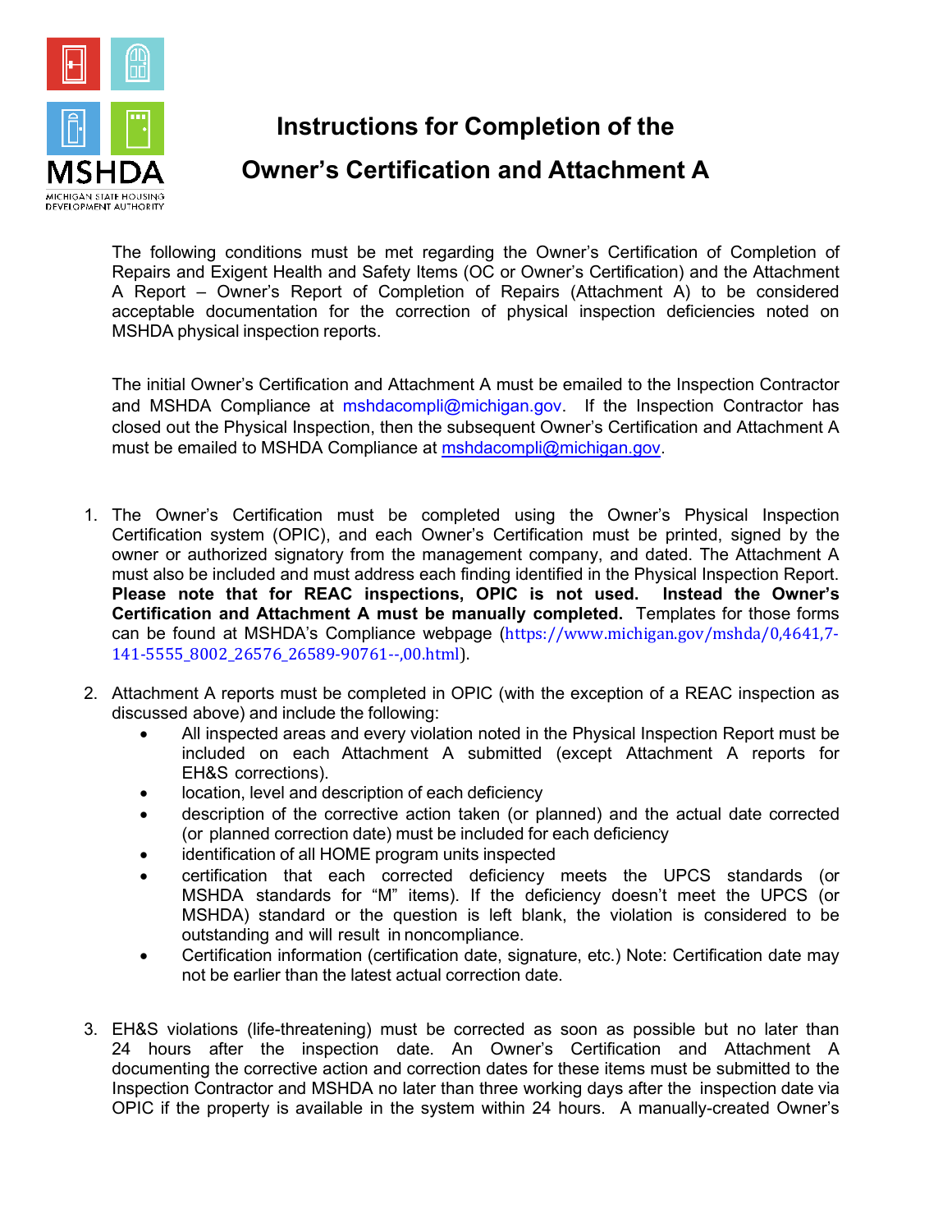MSHDA
MICHIGAN STATE HOUSING DEVELOPMENT AUTHORITY

# Instructions for Completion of the Owner's Certification and Attachment A

The following conditions must be met regarding the Owner's Certification of Completion of Repairs and Exigent Health and Safety Items (OC or Owner's Certification) and the Attachment A Report – Owner's Report of Completion of Repairs (Attachment A) to be considered acceptable documentation for the correction of physical inspection deficiencies noted on MSHDA physical inspection reports.

The initial Owner's Certification and Attachment A must be emailed to the Inspection Contractor and MSHDA Compliance at mshdacompli@michigan.gov. If the Inspection Contractor has closed out the Physical Inspection, then the subsequent Owner's Certification and Attachment A must be emailed to MSHDA Compliance at mshdacompli@michigan.gov.

1. The Owner's Certification must be completed using the Owner's Physical Inspection Certification system (OPIC), and each Owner's Certification must be printed, signed by the owner or authorized signatory from the management company, and dated. The Attachment A must also be included and must address each finding identified in the Physical Inspection Report. **Please note that for REAC inspections, OPIC is not used. Instead the Owner's Certification and Attachment A must be manually completed.** Templates for those forms can be found at MSHDA's Compliance webpage (https://www.michigan.gov/mshda/0,4641,7-141-5555_8002_26576_26589-90761--,00.html).

2. Attachment A reports must be completed in OPIC (with the exception of a REAC inspection as discussed above) and include the following:
   - All inspected areas and every violation noted in the Physical Inspection Report must be included on each Attachment A submitted (except Attachment A reports for EH&S corrections).
   - location, level and description of each deficiency
   - description of the corrective action taken (or planned) and the actual date corrected (or planned correction date) must be included for each deficiency
   - identification of all HOME program units inspected
   - certification that each corrected deficiency meets the UPCS standards (or MSHDA standards for "M" items). If the deficiency doesn't meet the UPCS (or MSHDA) standard or the question is left blank, the violation is considered to be outstanding and will result in noncompliance.
   - Certification information (certification date, signature, etc.) Note: Certification date may not be earlier than the latest actual correction date.

3. EH&S violations (life-threatening) must be corrected as soon as possible but no later than 24 hours after the inspection date. An Owner's Certification and Attachment A documenting the corrective action and correction dates for these items must be submitted to the Inspection Contractor and MSHDA no later than three working days after the inspection date via OPIC if the property is available in the system within 24 hours. A manually-created Owner's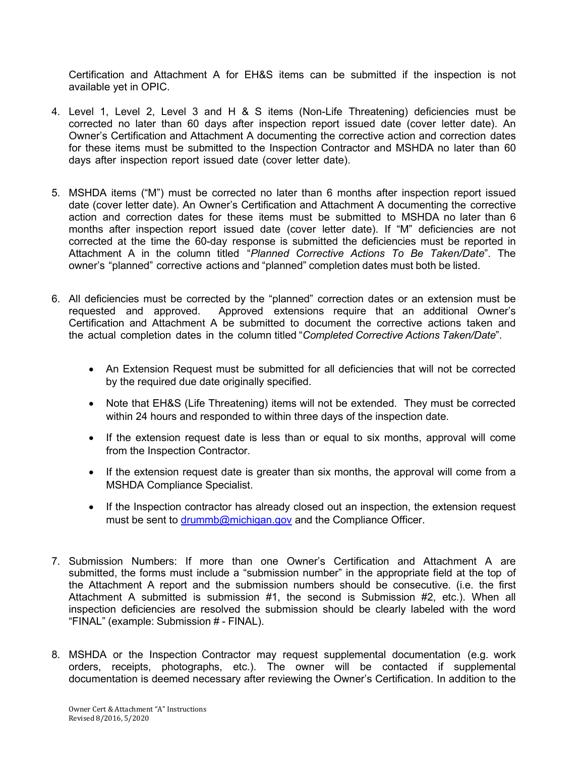Certification and Attachment A for EH&S items can be submitted if the inspection is not available yet in OPIC.

4. Level 1, Level 2, Level 3 and H & S items (Non-Life Threatening) deficiencies must be corrected no later than 60 days after inspection report issued date (cover letter date). An Owner's Certification and Attachment A documenting the corrective action and correction dates for these items must be submitted to the Inspection Contractor and MSHDA no later than 60 days after inspection report issued date (cover letter date).

5. MSHDA items ("M") must be corrected no later than 6 months after inspection report issued date (cover letter date). An Owner's Certification and Attachment A documenting the corrective action and correction dates for these items must be submitted to MSHDA no later than 6 months after inspection report issued date (cover letter date). If "M" deficiencies are not corrected at the time the 60-day response is submitted the deficiencies must be reported in Attachment A in the column titled "*Planned Corrective Actions To Be Taken/Date*". The owner's "planned" corrective actions and "planned" completion dates must both be listed.

6. All deficiencies must be corrected by the "planned" correction dates or an extension must be requested and approved. Approved extensions require that an additional Owner's Certification and Attachment A be submitted to document the corrective actions taken and the actual completion dates in the column titled "*Completed Corrective Actions Taken/Date*".

   - An Extension Request must be submitted for all deficiencies that will not be corrected by the required due date originally specified.
   - Note that EH&S (Life Threatening) items will not be extended. They must be corrected within 24 hours and responded to within three days of the inspection date.
   - If the extension request date is less than or equal to six months, approval will come from the Inspection Contractor.
   - If the extension request date is greater than six months, the approval will come from a MSHDA Compliance Specialist.
   - If the Inspection contractor has already closed out an inspection, the extension request must be sent to drummb@michigan.gov and the Compliance Officer.

7. Submission Numbers: If more than one Owner's Certification and Attachment A are submitted, the forms must include a "submission number" in the appropriate field at the top of the Attachment A report and the submission numbers should be consecutive. (i.e. the first Attachment A submitted is submission #1, the second is Submission #2, etc.). When all inspection deficiencies are resolved the submission should be clearly labeled with the word "FINAL" (example: Submission # - FINAL).

8. MSHDA or the Inspection Contractor may request supplemental documentation (e.g. work orders, receipts, photographs, etc.). The owner will be contacted if supplemental documentation is deemed necessary after reviewing the Owner's Certification. In addition to the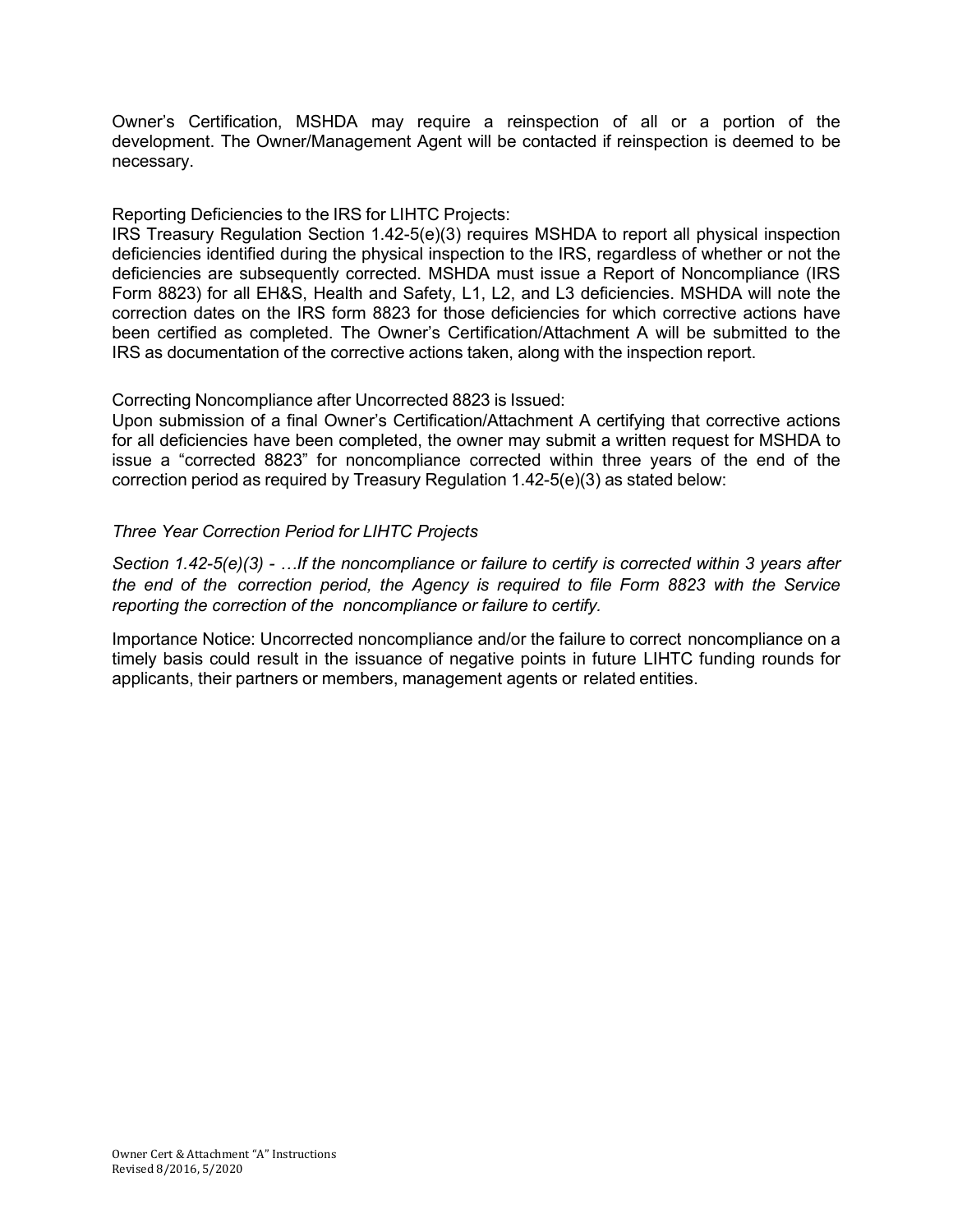Owner's Certification, MSHDA may require a reinspection of all or a portion of the development. The Owner/Management Agent will be contacted if reinspection is deemed to be necessary.

Reporting Deficiencies to the IRS for LIHTC Projects:
IRS Treasury Regulation Section 1.42-5(e)(3) requires MSHDA to report all physical inspection deficiencies identified during the physical inspection to the IRS, regardless of whether or not the deficiencies are subsequently corrected. MSHDA must issue a Report of Noncompliance (IRS Form 8823) for all EH&S, Health and Safety, L1, L2, and L3 deficiencies. MSHDA will note the correction dates on the IRS form 8823 for those deficiencies for which corrective actions have been certified as completed. The Owner's Certification/Attachment A will be submitted to the IRS as documentation of the corrective actions taken, along with the inspection report.

Correcting Noncompliance after Uncorrected 8823 is Issued:
Upon submission of a final Owner's Certification/Attachment A certifying that corrective actions for all deficiencies have been completed, the owner may submit a written request for MSHDA to issue a "corrected 8823" for noncompliance corrected within three years of the end of the correction period as required by Treasury Regulation 1.42-5(e)(3) as stated below:

*Three Year Correction Period for LIHTC Projects*

*Section 1.42-5(e)(3) - …If the noncompliance or failure to certify is corrected within 3 years after the end of the correction period, the Agency is required to file Form 8823 with the Service reporting the correction of the noncompliance or failure to certify.*

Importance Notice: Uncorrected noncompliance and/or the failure to correct noncompliance on a timely basis could result in the issuance of negative points in future LIHTC funding rounds for applicants, their partners or members, management agents or related entities.